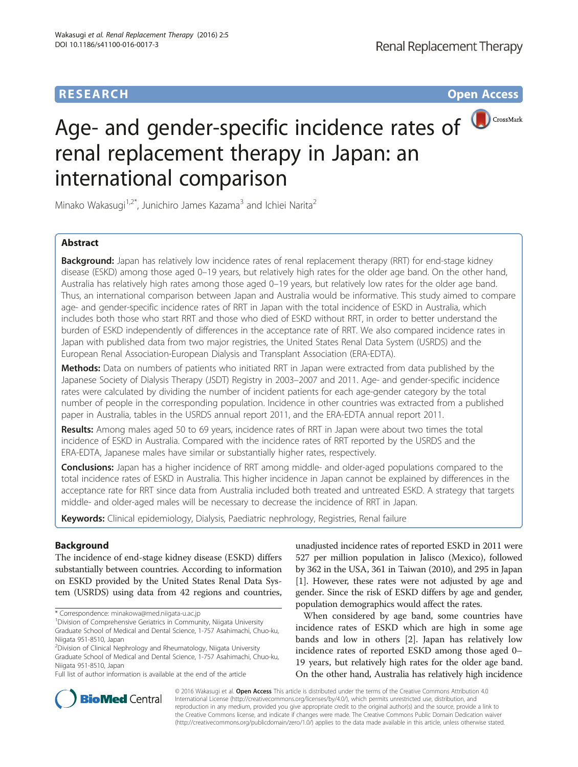**RESEARCH** **Open Access**

# Age- and gender-specific incidence rates of renal replacement therapy in Japan: an international comparison

Minako Wakasugi[1,2*], Junichiro James Kazama[3] and Ichiei Narita[2]

## Abstract

**Background:** Japan has relatively low incidence rates of renal replacement therapy (RRT) for end-stage kidney disease (ESKD) among those aged 0–19 years, but relatively high rates for the older age band. On the other hand, Australia has relatively high rates among those aged 0–19 years, but relatively low rates for the older age band. Thus, an international comparison between Japan and Australia would be informative. This study aimed to compare age- and gender-specific incidence rates of RRT in Japan with the total incidence of ESKD in Australia, which includes both those who start RRT and those who died of ESKD without RRT, in order to better understand the burden of ESKD independently of differences in the acceptance rate of RRT. We also compared incidence rates in Japan with published data from two major registries, the United States Renal Data System (USRDS) and the European Renal Association-European Dialysis and Transplant Association (ERA-EDTA).

**Methods:** Data on numbers of patients who initiated RRT in Japan were extracted from data published by the Japanese Society of Dialysis Therapy (JSDT) Registry in 2003–2007 and 2011. Age- and gender-specific incidence rates were calculated by dividing the number of incident patients for each age-gender category by the total number of people in the corresponding population. Incidence in other countries was extracted from a published paper in Australia, tables in the USRDS annual report 2011, and the ERA-EDTA annual report 2011.

**Results:** Among males aged 50 to 69 years, incidence rates of RRT in Japan were about two times the total incidence of ESKD in Australia. Compared with the incidence rates of RRT reported by the USRDS and the ERA-EDTA, Japanese males have similar or substantially higher rates, respectively.

**Conclusions:** Japan has a higher incidence of RRT among middle- and older-aged populations compared to the total incidence rates of ESKD in Australia. This higher incidence in Japan cannot be explained by differences in the acceptance rate for RRT since data from Australia included both treated and untreated ESKD. A strategy that targets middle- and older-aged males will be necessary to decrease the incidence of RRT in Japan.

**Keywords:** Clinical epidemiology, Dialysis, Paediatric nephrology, Registries, Renal failure

## Background

The incidence of end-stage kidney disease (ESKD) differs substantially between countries. According to information on ESKD provided by the United States Renal Data System (USRDS) using data from 42 regions and countries, unadjusted incidence rates of reported ESKD in 2011 were 527 per million population in Jalisco (Mexico), followed by 362 in the USA, 361 in Taiwan (2010), and 295 in Japan [1]. However, these rates were not adjusted by age and gender. Since the risk of ESKD differs by age and gender, population demographics would affect the rates.

When considered by age band, some countries have incidence rates of ESKD which are high in some age bands and low in others [2]. Japan has relatively low incidence rates of reported ESKD among those aged 0–19 years, but relatively high rates for the older age band. On the other hand, Australia has relatively high incidence

\* Correspondence: minakowa@med.niigata-u.ac.jp
[1]Division of Comprehensive Geriatrics in Community, Niigata University Graduate School of Medical and Dental Science, 1-757 Asahimachi, Chuo-ku, Niigata 951-8510, Japan
[2]Division of Clinical Nephrology and Rheumatology, Niigata University Graduate School of Medical and Dental Science, 1-757 Asahimachi, Chuo-ku, Niigata 951-8510, Japan
Full list of author information is available at the end of the article

© 2016 Wakasugi et al. **Open Access** This article is distributed under the terms of the Creative Commons Attribution 4.0 International License (http://creativecommons.org/licenses/by/4.0/), which permits unrestricted use, distribution, and reproduction in any medium, provided you give appropriate credit to the original author(s) and the source, provide a link to the Creative Commons license, and indicate if changes were made. The Creative Commons Public Domain Dedication waiver (http://creativecommons.org/publicdomain/zero/1.0/) applies to the data made available in this article, unless otherwise stated.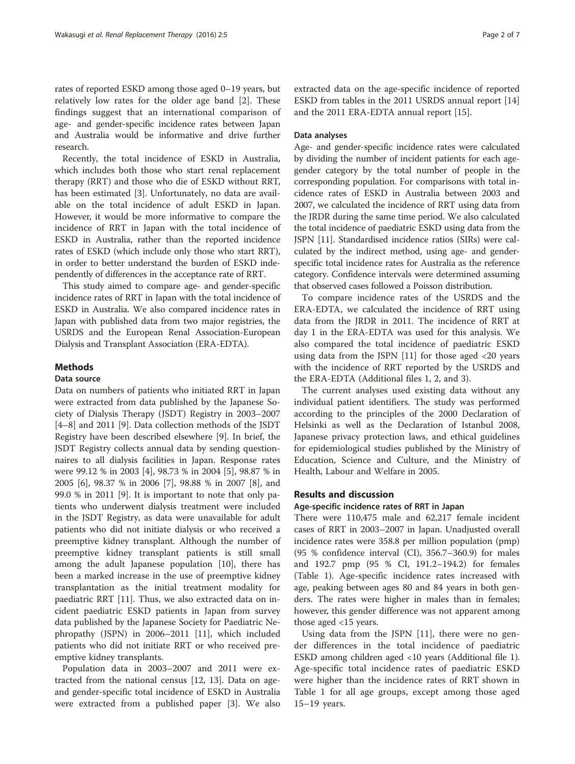rates of reported ESKD among those aged 0–19 years, but relatively low rates for the older age band [2]. These findings suggest that an international comparison of age- and gender-specific incidence rates between Japan and Australia would be informative and drive further research.

Recently, the total incidence of ESKD in Australia, which includes both those who start renal replacement therapy (RRT) and those who die of ESKD without RRT, has been estimated [3]. Unfortunately, no data are available on the total incidence of adult ESKD in Japan. However, it would be more informative to compare the incidence of RRT in Japan with the total incidence of ESKD in Australia, rather than the reported incidence rates of ESKD (which include only those who start RRT), in order to better understand the burden of ESKD independently of differences in the acceptance rate of RRT.

This study aimed to compare age- and gender-specific incidence rates of RRT in Japan with the total incidence of ESKD in Australia. We also compared incidence rates in Japan with published data from two major registries, the USRDS and the European Renal Association-European Dialysis and Transplant Association (ERA-EDTA).

## Methods

### Data source

Data on numbers of patients who initiated RRT in Japan were extracted from data published by the Japanese Society of Dialysis Therapy (JSDT) Registry in 2003–2007 [4–8] and 2011 [9]. Data collection methods of the JSDT Registry have been described elsewhere [9]. In brief, the JSDT Registry collects annual data by sending questionnaires to all dialysis facilities in Japan. Response rates were 99.12 % in 2003 [4], 98.73 % in 2004 [5], 98.87 % in 2005 [6], 98.37 % in 2006 [7], 98.88 % in 2007 [8], and 99.0 % in 2011 [9]. It is important to note that only patients who underwent dialysis treatment were included in the JSDT Registry, as data were unavailable for adult patients who did not initiate dialysis or who received a preemptive kidney transplant. Although the number of preemptive kidney transplant patients is still small among the adult Japanese population [10], there has been a marked increase in the use of preemptive kidney transplantation as the initial treatment modality for paediatric RRT [11]. Thus, we also extracted data on incident paediatric ESKD patients in Japan from survey data published by the Japanese Society for Paediatric Nephropathy (JSPN) in 2006–2011 [11], which included patients who did not initiate RRT or who received preemptive kidney transplants.

Population data in 2003–2007 and 2011 were extracted from the national census [12, 13]. Data on age- and gender-specific total incidence of ESKD in Australia were extracted from a published paper [3]. We also extracted data on the age-specific incidence of reported ESKD from tables in the 2011 USRDS annual report [14] and the 2011 ERA-EDTA annual report [15].

### Data analyses

Age- and gender-specific incidence rates were calculated by dividing the number of incident patients for each age-gender category by the total number of people in the corresponding population. For comparisons with total incidence rates of ESKD in Australia between 2003 and 2007, we calculated the incidence of RRT using data from the JRDR during the same time period. We also calculated the total incidence of paediatric ESKD using data from the JSPN [11]. Standardised incidence ratios (SIRs) were calculated by the indirect method, using age- and gender-specific total incidence rates for Australia as the reference category. Confidence intervals were determined assuming that observed cases followed a Poisson distribution.

To compare incidence rates of the USRDS and the ERA-EDTA, we calculated the incidence of RRT using data from the JRDR in 2011. The incidence of RRT at day 1 in the ERA-EDTA was used for this analysis. We also compared the total incidence of paediatric ESKD using data from the JSPN [11] for those aged <20 years with the incidence of RRT reported by the USRDS and the ERA-EDTA (Additional files 1, 2, and 3).

The current analyses used existing data without any individual patient identifiers. The study was performed according to the principles of the 2000 Declaration of Helsinki as well as the Declaration of Istanbul 2008, Japanese privacy protection laws, and ethical guidelines for epidemiological studies published by the Ministry of Education, Science and Culture, and the Ministry of Health, Labour and Welfare in 2005.

## Results and discussion

### Age-specific incidence rates of RRT in Japan

There were 110,475 male and 62,217 female incident cases of RRT in 2003–2007 in Japan. Unadjusted overall incidence rates were 358.8 per million population (pmp) (95 % confidence interval (CI), 356.7–360.9) for males and 192.7 pmp (95 % CI, 191.2–194.2) for females (Table 1). Age-specific incidence rates increased with age, peaking between ages 80 and 84 years in both genders. The rates were higher in males than in females; however, this gender difference was not apparent among those aged <15 years.

Using data from the JSPN [11], there were no gender differences in the total incidence of paediatric ESKD among children aged <10 years (Additional file 1). Age-specific total incidence rates of paediatric ESKD were higher than the incidence rates of RRT shown in Table 1 for all age groups, except among those aged 15–19 years.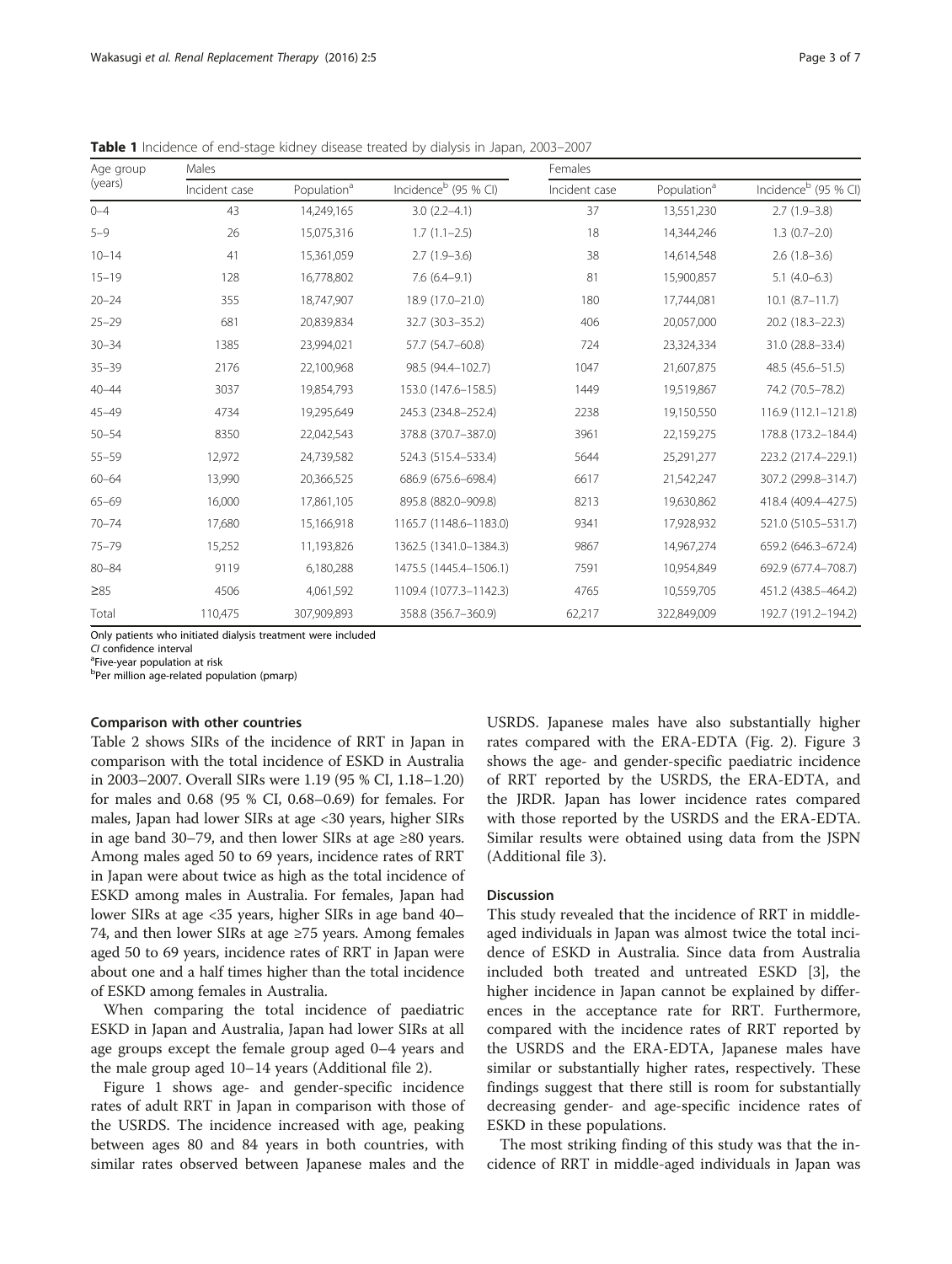**Table 1** Incidence of end-stage kidney disease treated by dialysis in Japan, 2003–2007

| Age group (years) | Males | | | Females | | |
|---|---|---|---|---|---|---|
| | Incident case | Population[a] | Incidence[b] (95 % CI) | Incident case | Population[a] | Incidence[b] (95 % CI) |
| 0–4 | 43 | 14,249,165 | 3.0 (2.2–4.1) | 37 | 13,551,230 | 2.7 (1.9–3.8) |
| 5–9 | 26 | 15,075,316 | 1.7 (1.1–2.5) | 18 | 14,344,246 | 1.3 (0.7–2.0) |
| 10–14 | 41 | 15,361,059 | 2.7 (1.9–3.6) | 38 | 14,614,548 | 2.6 (1.8–3.6) |
| 15–19 | 128 | 16,778,802 | 7.6 (6.4–9.1) | 81 | 15,900,857 | 5.1 (4.0–6.3) |
| 20–24 | 355 | 18,747,907 | 18.9 (17.0–21.0) | 180 | 17,744,081 | 10.1 (8.7–11.7) |
| 25–29 | 681 | 20,839,834 | 32.7 (30.3–35.2) | 406 | 20,057,000 | 20.2 (18.3–22.3) |
| 30–34 | 1385 | 23,994,021 | 57.7 (54.7–60.8) | 724 | 23,324,334 | 31.0 (28.8–33.4) |
| 35–39 | 2176 | 22,100,968 | 98.5 (94.4–102.7) | 1047 | 21,607,875 | 48.5 (45.6–51.5) |
| 40–44 | 3037 | 19,854,793 | 153.0 (147.6–158.5) | 1449 | 19,519,867 | 74.2 (70.5–78.2) |
| 45–49 | 4734 | 19,295,649 | 245.3 (234.8–252.4) | 2238 | 19,150,550 | 116.9 (112.1–121.8) |
| 50–54 | 8350 | 22,042,543 | 378.8 (370.7–387.0) | 3961 | 22,159,275 | 178.8 (173.2–184.4) |
| 55–59 | 12,972 | 24,739,582 | 524.3 (515.4–533.4) | 5644 | 25,291,277 | 223.2 (217.4–229.1) |
| 60–64 | 13,990 | 20,366,525 | 686.9 (675.6–698.4) | 6617 | 21,542,247 | 307.2 (299.8–314.7) |
| 65–69 | 16,000 | 17,861,105 | 895.8 (882.0–909.8) | 8213 | 19,630,862 | 418.4 (409.4–427.5) |
| 70–74 | 17,680 | 15,166,918 | 1165.7 (1148.6–1183.0) | 9341 | 17,928,932 | 521.0 (510.5–531.7) |
| 75–79 | 15,252 | 11,193,826 | 1362.5 (1341.0–1384.3) | 9867 | 14,967,274 | 659.2 (646.3–672.4) |
| 80–84 | 9119 | 6,180,288 | 1475.5 (1445.4–1506.1) | 7591 | 10,954,849 | 692.9 (677.4–708.7) |
| ≥85 | 4506 | 4,061,592 | 1109.4 (1077.3–1142.3) | 4765 | 10,559,705 | 451.2 (438.5–464.2) |
| Total | 110,475 | 307,909,893 | 358.8 (356.7–360.9) | 62,217 | 322,849,009 | 192.7 (191.2–194.2) |

Only patients who initiated dialysis treatment were included
*CI* confidence interval
[a]Five-year population at risk
[b]Per million age-related population (pmarp)

#### Comparison with other countries

Table 2 shows SIRs of the incidence of RRT in Japan in comparison with the total incidence of ESKD in Australia in 2003–2007. Overall SIRs were 1.19 (95 % CI, 1.18–1.20) for males and 0.68 (95 % CI, 0.68–0.69) for females. For males, Japan had lower SIRs at age <30 years, higher SIRs in age band 30–79, and then lower SIRs at age ≥80 years. Among males aged 50 to 69 years, incidence rates of RRT in Japan were about twice as high as the total incidence of ESKD among males in Australia. For females, Japan had lower SIRs at age <35 years, higher SIRs in age band 40–74, and then lower SIRs at age ≥75 years. Among females aged 50 to 69 years, incidence rates of RRT in Japan were about one and a half times higher than the total incidence of ESKD among females in Australia.

When comparing the total incidence of paediatric ESKD in Japan and Australia, Japan had lower SIRs at all age groups except the female group aged 0–4 years and the male group aged 10–14 years (Additional file 2).

Figure 1 shows age- and gender-specific incidence rates of adult RRT in Japan in comparison with those of the USRDS. The incidence increased with age, peaking between ages 80 and 84 years in both countries, with similar rates observed between Japanese males and the USRDS. Japanese males have also substantially higher rates compared with the ERA-EDTA (Fig. 2). Figure 3 shows the age- and gender-specific paediatric incidence of RRT reported by the USRDS, the ERA-EDTA, and the JRDR. Japan has lower incidence rates compared with those reported by the USRDS and the ERA-EDTA. Similar results were obtained using data from the JSPN (Additional file 3).

### Discussion

This study revealed that the incidence of RRT in middle-aged individuals in Japan was almost twice the total incidence of ESKD in Australia. Since data from Australia included both treated and untreated ESKD [3], the higher incidence in Japan cannot be explained by differences in the acceptance rate for RRT. Furthermore, compared with the incidence rates of RRT reported by the USRDS and the ERA-EDTA, Japanese males have similar or substantially higher rates, respectively. These findings suggest that there still is room for substantially decreasing gender- and age-specific incidence rates of ESKD in these populations.

The most striking finding of this study was that the incidence of RRT in middle-aged individuals in Japan was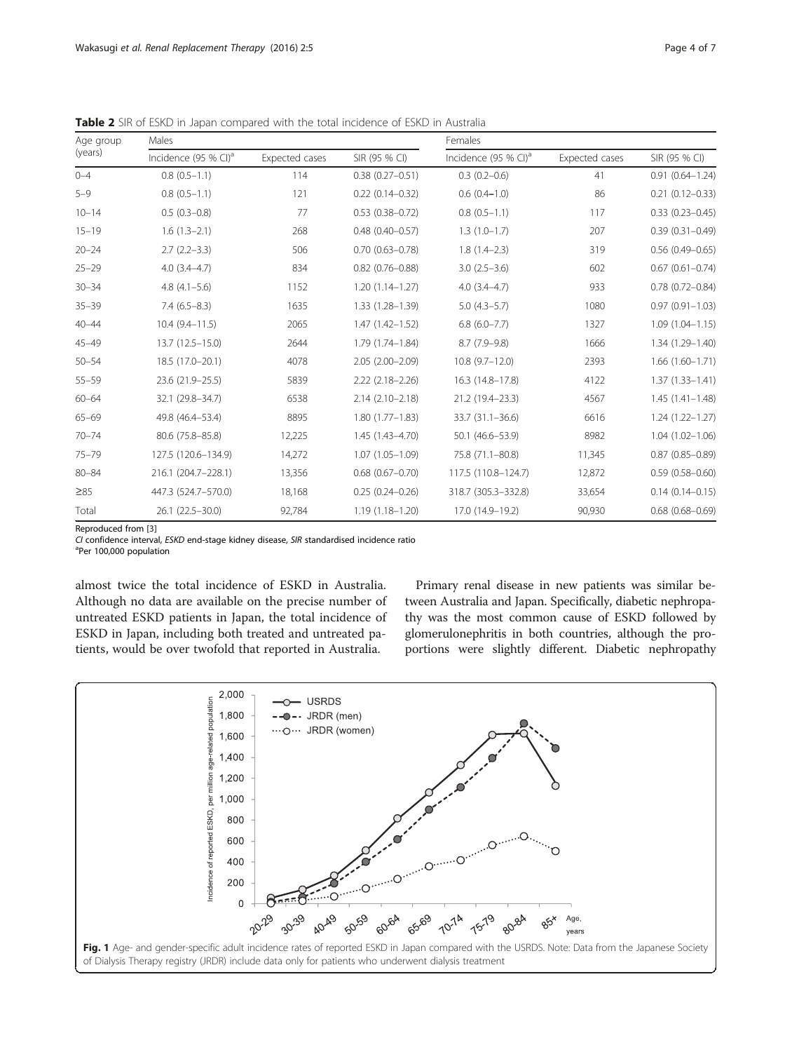**Table 2** SIR of ESKD in Japan compared with the total incidence of ESKD in Australia

| Age group (years) | Males | | | Females | | |
|---|---|---|---|---|---|---|
| | Incidence (95 % CI)[a] | Expected cases | SIR (95 % CI) | Incidence (95 % CI)[a] | Expected cases | SIR (95 % CI) |
| 0–4 | 0.8 (0.5–1.1) | 114 | 0.38 (0.27–0.51) | 0.3 (0.2–0.6) | 41 | 0.91 (0.64–1.24) |
| 5–9 | 0.8 (0.5–1.1) | 121 | 0.22 (0.14–0.32) | 0.6 (0.4–1.0) | 86 | 0.21 (0.12–0.33) |
| 10–14 | 0.5 (0.3–0.8) | 77 | 0.53 (0.38–0.72) | 0.8 (0.5–1.1) | 117 | 0.33 (0.23–0.45) |
| 15–19 | 1.6 (1.3–2.1) | 268 | 0.48 (0.40–0.57) | 1.3 (1.0–1.7) | 207 | 0.39 (0.31–0.49) |
| 20–24 | 2.7 (2.2–3.3) | 506 | 0.70 (0.63–0.78) | 1.8 (1.4–2.3) | 319 | 0.56 (0.49–0.65) |
| 25–29 | 4.0 (3.4–4.7) | 834 | 0.82 (0.76–0.88) | 3.0 (2.5–3.6) | 602 | 0.67 (0.61–0.74) |
| 30–34 | 4.8 (4.1–5.6) | 1152 | 1.20 (1.14–1.27) | 4.0 (3.4–4.7) | 933 | 0.78 (0.72–0.84) |
| 35–39 | 7.4 (6.5–8.3) | 1635 | 1.33 (1.28–1.39) | 5.0 (4.3–5.7) | 1080 | 0.97 (0.91–1.03) |
| 40–44 | 10.4 (9.4–11.5) | 2065 | 1.47 (1.42–1.52) | 6.8 (6.0–7.7) | 1327 | 1.09 (1.04–1.15) |
| 45–49 | 13.7 (12.5–15.0) | 2644 | 1.79 (1.74–1.84) | 8.7 (7.9–9.8) | 1666 | 1.34 (1.29–1.40) |
| 50–54 | 18.5 (17.0–20.1) | 4078 | 2.05 (2.00–2.09) | 10.8 (9.7–12.0) | 2393 | 1.66 (1.60–1.71) |
| 55–59 | 23.6 (21.9–25.5) | 5839 | 2.22 (2.18–2.26) | 16.3 (14.8–17.8) | 4122 | 1.37 (1.33–1.41) |
| 60–64 | 32.1 (29.8–34.7) | 6538 | 2.14 (2.10–2.18) | 21.2 (19.4–23.3) | 4567 | 1.45 (1.41–1.48) |
| 65–69 | 49.8 (46.4–53.4) | 8895 | 1.80 (1.77–1.83) | 33.7 (31.1–36.6) | 6616 | 1.24 (1.22–1.27) |
| 70–74 | 80.6 (75.8–85.8) | 12,225 | 1.45 (1.43–4.70) | 50.1 (46.6–53.9) | 8982 | 1.04 (1.02–1.06) |
| 75–79 | 127.5 (120.6–134.9) | 14,272 | 1.07 (1.05–1.09) | 75.8 (71.1–80.8) | 11,345 | 0.87 (0.85–0.89) |
| 80–84 | 216.1 (204.7–228.1) | 13,356 | 0.68 (0.67–0.70) | 117.5 (110.8–124.7) | 12,872 | 0.59 (0.58–0.60) |
| ≥85 | 447.3 (524.7–570.0) | 18,168 | 0.25 (0.24–0.26) | 318.7 (305.3–332.8) | 33,654 | 0.14 (0.14–0.15) |
| Total | 26.1 (22.5–30.0) | 92,784 | 1.19 (1.18–1.20) | 17.0 (14.9–19.2) | 90,930 | 0.68 (0.68–0.69) |

Reproduced from [3]

*CI* confidence interval, *ESKD* end-stage kidney disease, *SIR* standardised incidence ratio

[a]Per 100,000 population

almost twice the total incidence of ESKD in Australia. Although no data are available on the precise number of untreated ESKD patients in Japan, the total incidence of ESKD in Japan, including both treated and untreated patients, would be over twofold that reported in Australia.

Primary renal disease in new patients was similar between Australia and Japan. Specifically, diabetic nephropathy was the most common cause of ESKD followed by glomerulonephritis in both countries, although the proportions were slightly different. Diabetic nephropathy

**Fig. 1** Age- and gender-specific adult incidence rates of reported ESKD in Japan compared with the USRDS. Note: Data from the Japanese Society of Dialysis Therapy registry (JRDR) include data only for patients who underwent dialysis treatment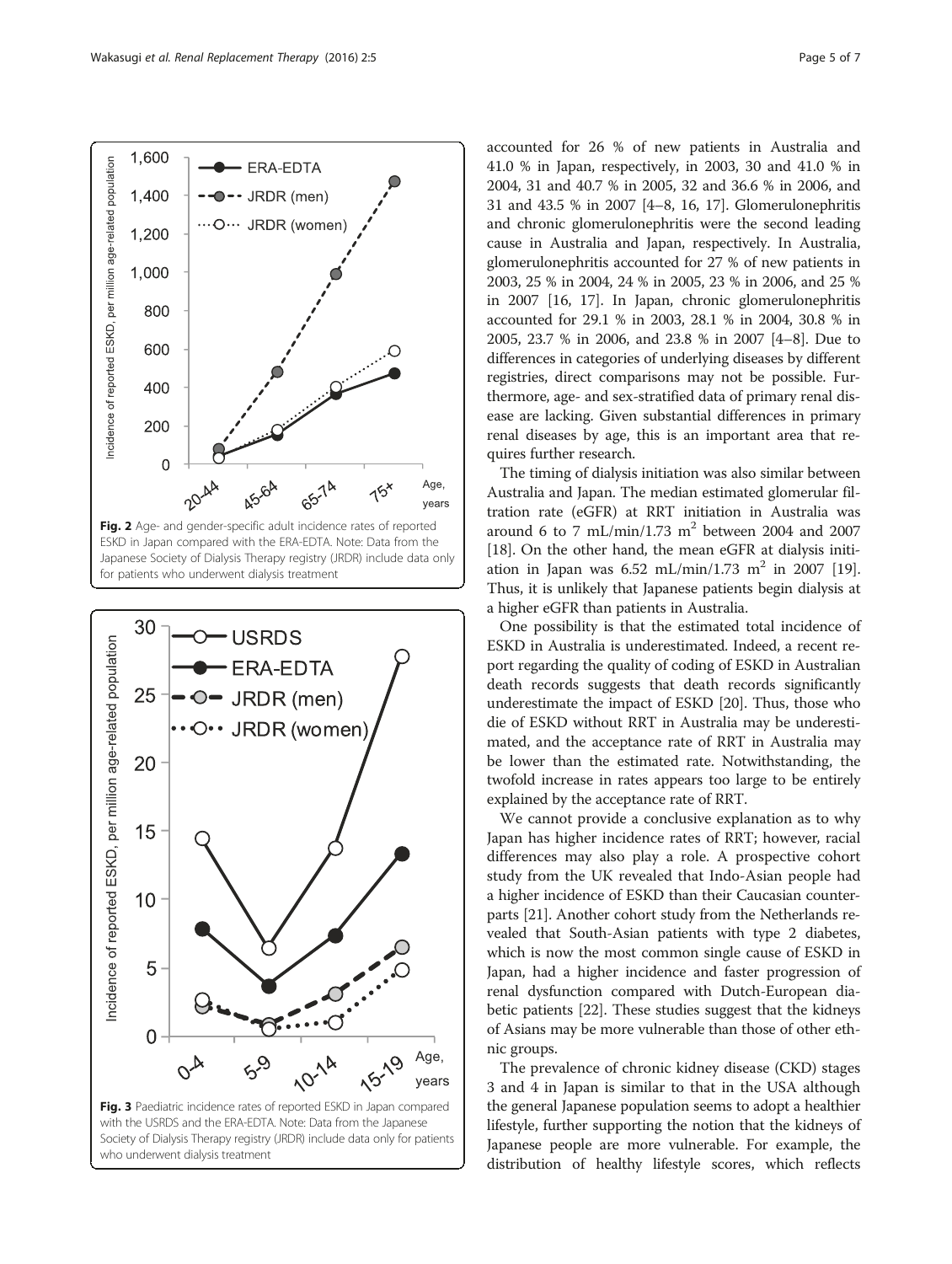Fig. 2 Age- and gender-specific adult incidence rates of reported ESKD in Japan compared with the ERA-EDTA. Note: Data from the Japanese Society of Dialysis Therapy registry (JRDR) include data only for patients who underwent dialysis treatment

Fig. 3 Paediatric incidence rates of reported ESKD in Japan compared with the USRDS and the ERA-EDTA. Note: Data from the Japanese Society of Dialysis Therapy registry (JRDR) include data only for patients who underwent dialysis treatment

accounted for 26 % of new patients in Australia and 41.0 % in Japan, respectively, in 2003, 30 and 41.0 % in 2004, 31 and 40.7 % in 2005, 32 and 36.6 % in 2006, and 31 and 43.5 % in 2007 [4–8, 16, 17]. Glomerulonephritis and chronic glomerulonephritis were the second leading cause in Australia and Japan, respectively. In Australia, glomerulonephritis accounted for 27 % of new patients in 2003, 25 % in 2004, 24 % in 2005, 23 % in 2006, and 25 % in 2007 [16, 17]. In Japan, chronic glomerulonephritis accounted for 29.1 % in 2003, 28.1 % in 2004, 30.8 % in 2005, 23.7 % in 2006, and 23.8 % in 2007 [4–8]. Due to differences in categories of underlying diseases by different registries, direct comparisons may not be possible. Furthermore, age- and sex-stratified data of primary renal disease are lacking. Given substantial differences in primary renal diseases by age, this is an important area that requires further research.

The timing of dialysis initiation was also similar between Australia and Japan. The median estimated glomerular filtration rate (eGFR) at RRT initiation in Australia was around 6 to 7 mL/min/1.73 $m^2$ between 2004 and 2007 [18]. On the other hand, the mean eGFR at dialysis initiation in Japan was 6.52 mL/min/1.73 $m^2$ in 2007 [19]. Thus, it is unlikely that Japanese patients begin dialysis at a higher eGFR than patients in Australia.

One possibility is that the estimated total incidence of ESKD in Australia is underestimated. Indeed, a recent report regarding the quality of coding of ESKD in Australian death records suggests that death records significantly underestimate the impact of ESKD [20]. Thus, those who die of ESKD without RRT in Australia may be underestimated, and the acceptance rate of RRT in Australia may be lower than the estimated rate. Notwithstanding, the twofold increase in rates appears too large to be entirely explained by the acceptance rate of RRT.

We cannot provide a conclusive explanation as to why Japan has higher incidence rates of RRT; however, racial differences may also play a role. A prospective cohort study from the UK revealed that Indo-Asian people had a higher incidence of ESKD than their Caucasian counterparts [21]. Another cohort study from the Netherlands revealed that South-Asian patients with type 2 diabetes, which is now the most common single cause of ESKD in Japan, had a higher incidence and faster progression of renal dysfunction compared with Dutch-European diabetic patients [22]. These studies suggest that the kidneys of Asians may be more vulnerable than those of other ethnic groups.

The prevalence of chronic kidney disease (CKD) stages 3 and 4 in Japan is similar to that in the USA although the general Japanese population seems to adopt a healthier lifestyle, further supporting the notion that the kidneys of Japanese people are more vulnerable. For example, the distribution of healthy lifestyle scores, which reflects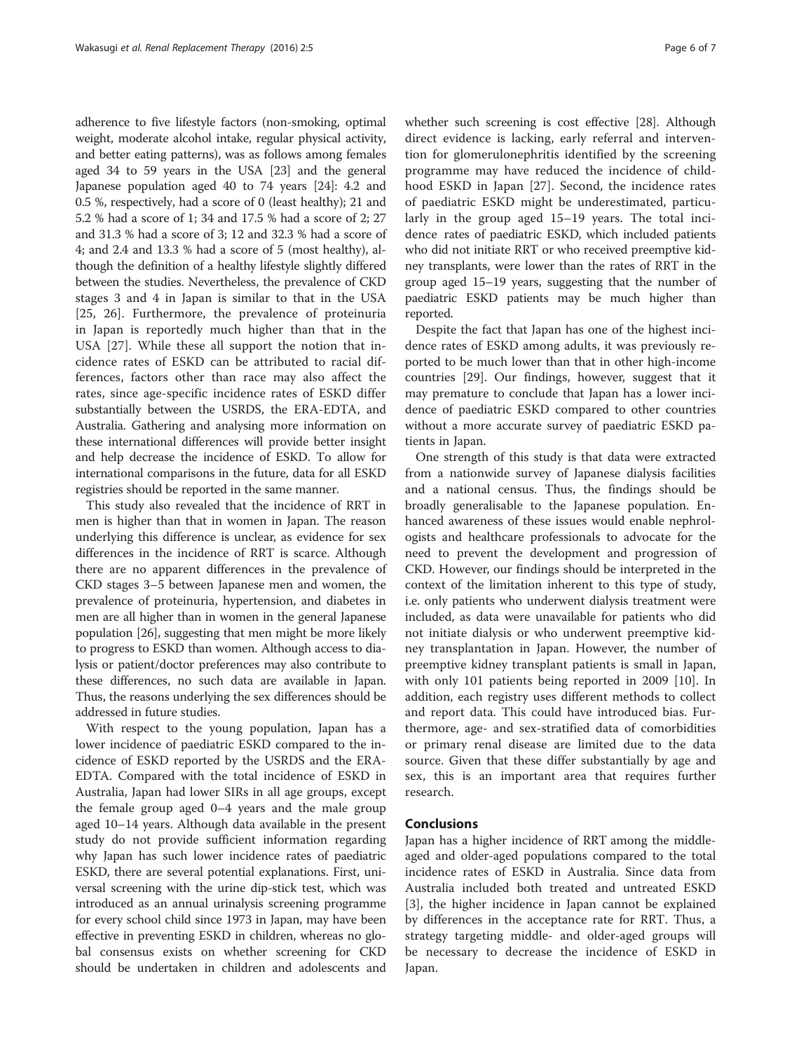adherence to five lifestyle factors (non-smoking, optimal weight, moderate alcohol intake, regular physical activity, and better eating patterns), was as follows among females aged 34 to 59 years in the USA [23] and the general Japanese population aged 40 to 74 years [24]: 4.2 and 0.5 %, respectively, had a score of 0 (least healthy); 21 and 5.2 % had a score of 1; 34 and 17.5 % had a score of 2; 27 and 31.3 % had a score of 3; 12 and 32.3 % had a score of 4; and 2.4 and 13.3 % had a score of 5 (most healthy), although the definition of a healthy lifestyle slightly differed between the studies. Nevertheless, the prevalence of CKD stages 3 and 4 in Japan is similar to that in the USA [25, 26]. Furthermore, the prevalence of proteinuria in Japan is reportedly much higher than that in the USA [27]. While these all support the notion that incidence rates of ESKD can be attributed to racial differences, factors other than race may also affect the rates, since age-specific incidence rates of ESKD differ substantially between the USRDS, the ERA-EDTA, and Australia. Gathering and analysing more information on these international differences will provide better insight and help decrease the incidence of ESKD. To allow for international comparisons in the future, data for all ESKD registries should be reported in the same manner.

This study also revealed that the incidence of RRT in men is higher than that in women in Japan. The reason underlying this difference is unclear, as evidence for sex differences in the incidence of RRT is scarce. Although there are no apparent differences in the prevalence of CKD stages 3–5 between Japanese men and women, the prevalence of proteinuria, hypertension, and diabetes in men are all higher than in women in the general Japanese population [26], suggesting that men might be more likely to progress to ESKD than women. Although access to dialysis or patient/doctor preferences may also contribute to these differences, no such data are available in Japan. Thus, the reasons underlying the sex differences should be addressed in future studies.

With respect to the young population, Japan has a lower incidence of paediatric ESKD compared to the incidence of ESKD reported by the USRDS and the ERA-EDTA. Compared with the total incidence of ESKD in Australia, Japan had lower SIRs in all age groups, except the female group aged 0–4 years and the male group aged 10–14 years. Although data available in the present study do not provide sufficient information regarding why Japan has such lower incidence rates of paediatric ESKD, there are several potential explanations. First, universal screening with the urine dip-stick test, which was introduced as an annual urinalysis screening programme for every school child since 1973 in Japan, may have been effective in preventing ESKD in children, whereas no global consensus exists on whether screening for CKD should be undertaken in children and adolescents and whether such screening is cost effective [28]. Although direct evidence is lacking, early referral and intervention for glomerulonephritis identified by the screening programme may have reduced the incidence of childhood ESKD in Japan [27]. Second, the incidence rates of paediatric ESKD might be underestimated, particularly in the group aged 15–19 years. The total incidence rates of paediatric ESKD, which included patients who did not initiate RRT or who received preemptive kidney transplants, were lower than the rates of RRT in the group aged 15–19 years, suggesting that the number of paediatric ESKD patients may be much higher than reported.

Despite the fact that Japan has one of the highest incidence rates of ESKD among adults, it was previously reported to be much lower than that in other high-income countries [29]. Our findings, however, suggest that it may premature to conclude that Japan has a lower incidence of paediatric ESKD compared to other countries without a more accurate survey of paediatric ESKD patients in Japan.

One strength of this study is that data were extracted from a nationwide survey of Japanese dialysis facilities and a national census. Thus, the findings should be broadly generalisable to the Japanese population. Enhanced awareness of these issues would enable nephrologists and healthcare professionals to advocate for the need to prevent the development and progression of CKD. However, our findings should be interpreted in the context of the limitation inherent to this type of study, i.e. only patients who underwent dialysis treatment were included, as data were unavailable for patients who did not initiate dialysis or who underwent preemptive kidney transplantation in Japan. However, the number of preemptive kidney transplant patients is small in Japan, with only 101 patients being reported in 2009 [10]. In addition, each registry uses different methods to collect and report data. This could have introduced bias. Furthermore, age- and sex-stratified data of comorbidities or primary renal disease are limited due to the data source. Given that these differ substantially by age and sex, this is an important area that requires further research.

## Conclusions

Japan has a higher incidence of RRT among the middle-aged and older-aged populations compared to the total incidence rates of ESKD in Australia. Since data from Australia included both treated and untreated ESKD [3], the higher incidence in Japan cannot be explained by differences in the acceptance rate for RRT. Thus, a strategy targeting middle- and older-aged groups will be necessary to decrease the incidence of ESKD in Japan.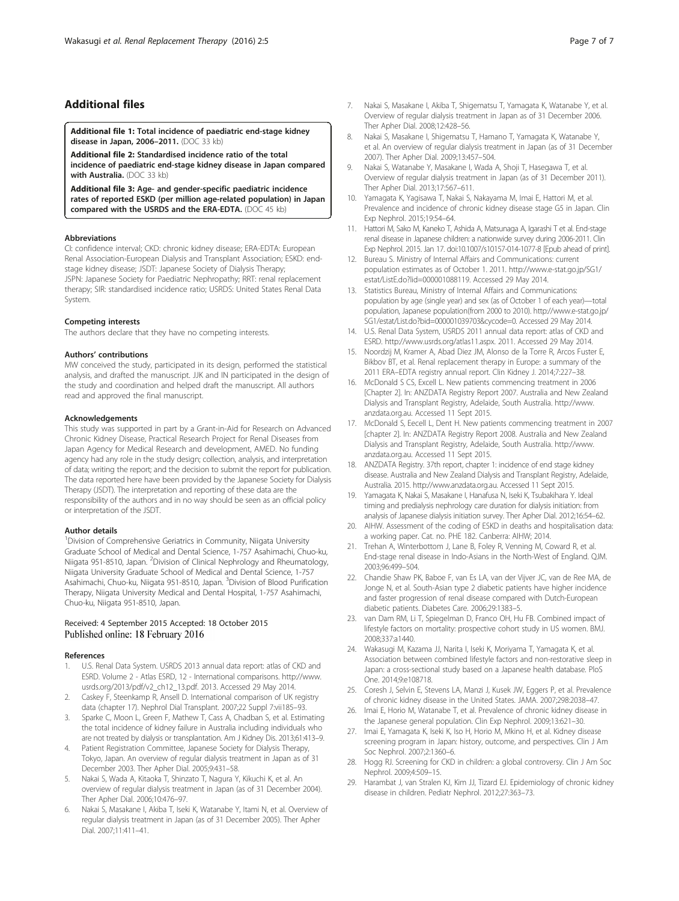## Additional files

**Additional file 1: Total incidence of paediatric end-stage kidney disease in Japan, 2006–2011.** (DOC 33 kb)

**Additional file 2: Standardised incidence ratio of the total incidence of paediatric end-stage kidney disease in Japan compared with Australia.** (DOC 33 kb)

**Additional file 3: Age- and gender-specific paediatric incidence rates of reported ESKD (per million age-related population) in Japan compared with the USRDS and the ERA-EDTA.** (DOC 45 kb)

#### Abbreviations

CI: confidence interval; CKD: chronic kidney disease; ERA-EDTA: European Renal Association-European Dialysis and Transplant Association; ESKD: end-stage kidney disease; JSDT: Japanese Society of Dialysis Therapy; JSPN: Japanese Society for Paediatric Nephropathy; RRT: renal replacement therapy; SIR: standardised incidence ratio; USRDS: United States Renal Data System.

#### Competing interests

The authors declare that they have no competing interests.

#### Authors' contributions

MW conceived the study, participated in its design, performed the statistical analysis, and drafted the manuscript. JJK and IN participated in the design of the study and coordination and helped draft the manuscript. All authors read and approved the final manuscript.

#### Acknowledgements

This study was supported in part by a Grant-in-Aid for Research on Advanced Chronic Kidney Disease, Practical Research Project for Renal Diseases from Japan Agency for Medical Research and development, AMED. No funding agency had any role in the study design; collection, analysis, and interpretation of data; writing the report; and the decision to submit the report for publication. The data reported here have been provided by the Japanese Society for Dialysis Therapy (JSDT). The interpretation and reporting of these data are the responsibility of the authors and in no way should be seen as an official policy or interpretation of the JSDT.

#### Author details

[1]Division of Comprehensive Geriatrics in Community, Niigata University Graduate School of Medical and Dental Science, 1-757 Asahimachi, Chuo-ku, Niigata 951-8510, Japan. [2]Division of Clinical Nephrology and Rheumatology, Niigata University Graduate School of Medical and Dental Science, 1-757 Asahimachi, Chuo-ku, Niigata 951-8510, Japan. [3]Division of Blood Purification Therapy, Niigata University Medical and Dental Hospital, 1-757 Asahimachi, Chuo-ku, Niigata 951-8510, Japan.

Received: 4 September 2015 Accepted: 18 October 2015
Published online: 18 February 2016

#### References

1. U.S. Renal Data System. USRDS 2013 annual data report: atlas of CKD and ESRD. Volume 2 - Atlas ESRD, 12 - International comparisons. http://www.usrds.org/2013/pdf/v2_ch12_13.pdf. 2013. Accessed 29 May 2014.
2. Caskey F, Steenkamp R, Ansell D. International comparison of UK registry data (chapter 17). Nephrol Dial Transplant. 2007;22 Suppl 7:vii185–93.
3. Sparke C, Moon L, Green F, Mathew T, Cass A, Chadban S, et al. Estimating the total incidence of kidney failure in Australia including individuals who are not treated by dialysis or transplantation. Am J Kidney Dis. 2013;61:413–9.
4. Patient Registration Committee, Japanese Society for Dialysis Therapy, Tokyo, Japan. An overview of regular dialysis treatment in Japan as of 31 December 2003. Ther Apher Dial. 2005;9:431–58.
5. Nakai S, Wada A, Kitaoka T, Shinzato T, Nagura Y, Kikuchi K, et al. An overview of regular dialysis treatment in Japan (as of 31 December 2004). Ther Apher Dial. 2006;10:476–97.
6. Nakai S, Masakane I, Akiba T, Iseki K, Watanabe Y, Itami N, et al. Overview of regular dialysis treatment in Japan (as of 31 December 2005). Ther Apher Dial. 2007;11:411–41.
7. Nakai S, Masakane I, Akiba T, Shigematsu T, Yamagata K, Watanabe Y, et al. Overview of regular dialysis treatment in Japan as of 31 December 2006. Ther Apher Dial. 2008;12:428–56.
8. Nakai S, Masakane I, Shigematsu T, Hamano T, Yamagata K, Watanabe Y, et al. An overview of regular dialysis treatment in Japan (as of 31 December 2007). Ther Apher Dial. 2009;13:457–504.
9. Nakai S, Watanabe Y, Masakane I, Wada A, Shoji T, Hasegawa T, et al. Overview of regular dialysis treatment in Japan (as of 31 December 2011). Ther Apher Dial. 2013;17:567–611.
10. Yamagata K, Yagisawa T, Nakai S, Nakayama M, Imai E, Hattori M, et al. Prevalence and incidence of chronic kidney disease stage G5 in Japan. Clin Exp Nephrol. 2015;19:54–64.
11. Hattori M, Sako M, Kaneko T, Ashida A, Matsunaga A, Igarashi T et al. End-stage renal disease in Japanese children: a nationwide survey during 2006-2011. Clin Exp Nephrol. 2015. Jan 17. doi:10.1007/s10157-014-1077-8 [Epub ahead of print].
12. Bureau S. Ministry of Internal Affairs and Communications: current population estimates as of October 1. 2011. http://www.e-stat.go.jp/SG1/estat/ListE.do?lid=000001088119. Accessed 29 May 2014.
13. Statistics Bureau, Ministry of Internal Affairs and Communications: population by age (single year) and sex (as of October 1 of each year)—total population, Japanese population(from 2000 to 2010). http://www.e-stat.go.jp/SG1/estat/List.do?bid=000001039703&cycode=0. Accessed 29 May 2014.
14. U.S. Renal Data System, USRDS 2011 annual data report: atlas of CKD and ESRD. http://www.usrds.org/atlas11.aspx. 2011. Accessed 29 May 2014.
15. Noordzij M, Kramer A, Abad Diez JM, Alonso de la Torre R, Arcos Fuster E, Bikbov BT, et al. Renal replacement therapy in Europe: a summary of the 2011 ERA–EDTA registry annual report. Clin Kidney J. 2014;7:227–38.
16. McDonald S CS, Excell L. New patients commencing treatment in 2006 [Chapter 2]. In: ANZDATA Registry Report 2007. Australia and New Zealand Dialysis and Transplant Registry, Adelaide, South Australia. http://www.anzdata.org.au. Accessed 11 Sept 2015.
17. McDonald S, Eecell L, Dent H. New patients commencing treatment in 2007 [chapter 2]. In: ANZDATA Registry Report 2008. Australia and New Zealand Dialysis and Transplant Registry, Adelaide, South Australia. http://www.anzdata.org.au. Accessed 11 Sept 2015.
18. ANZDATA Registry. 37th report, chapter 1: incidence of end stage kidney disease. Australia and New Zealand Dialysis and Transplant Registry, Adelaide, Australia. 2015. http://www.anzdata.org.au. Accessed 11 Sept 2015.
19. Yamagata K, Nakai S, Masakane I, Hanafusa N, Iseki K, Tsubakihara Y. Ideal timing and predialysis nephrology care duration for dialysis initiation: from analysis of Japanese dialysis initiation survey. Ther Apher Dial. 2012;16:54–62.
20. AIHW. Assessment of the coding of ESKD in deaths and hospitalisation data: a working paper. Cat. no. PHE 182. Canberra: AIHW; 2014.
21. Trehan A, Winterbottom J, Lane B, Foley R, Venning M, Coward R, et al. End-stage renal disease in Indo-Asians in the North-West of England. QJM. 2003;96:499–504.
22. Chandie Shaw PK, Baboe F, van Es LA, van der Vijver JC, van de Ree MA, de Jonge N, et al. South-Asian type 2 diabetic patients have higher incidence and faster progression of renal disease compared with Dutch-European diabetic patients. Diabetes Care. 2006;29:1383–5.
23. van Dam RM, Li T, Spiegelman D, Franco OH, Hu FB. Combined impact of lifestyle factors on mortality: prospective cohort study in US women. BMJ. 2008;337:a1440.
24. Wakasugi M, Kazama JJ, Narita I, Iseki K, Moriyama T, Yamagata K, et al. Association between combined lifestyle factors and non-restorative sleep in Japan: a cross-sectional study based on a Japanese health database. PloS One. 2014;9:e108718.
25. Coresh J, Selvin E, Stevens LA, Manzi J, Kusek JW, Eggers P, et al. Prevalence of chronic kidney disease in the United States. JAMA. 2007;298:2038–47.
26. Imai E, Horio M, Watanabe T, et al. Prevalence of chronic kidney disease in the Japanese general population. Clin Exp Nephrol. 2009;13:621–30.
27. Imai E, Yamagata K, Iseki K, Iso H, Horio M, Mkino H, et al. Kidney disease screening program in Japan: history, outcome, and perspectives. Clin J Am Soc Nephrol. 2007;2:1360–6.
28. Hogg RJ. Screening for CKD in children: a global controversy. Clin J Am Soc Nephrol. 2009;4:509–15.
29. Harambat J, van Stralen KJ, Kim JJ, Tizard EJ. Epidemiology of chronic kidney disease in children. Pediatr Nephrol. 2012;27:363–73.